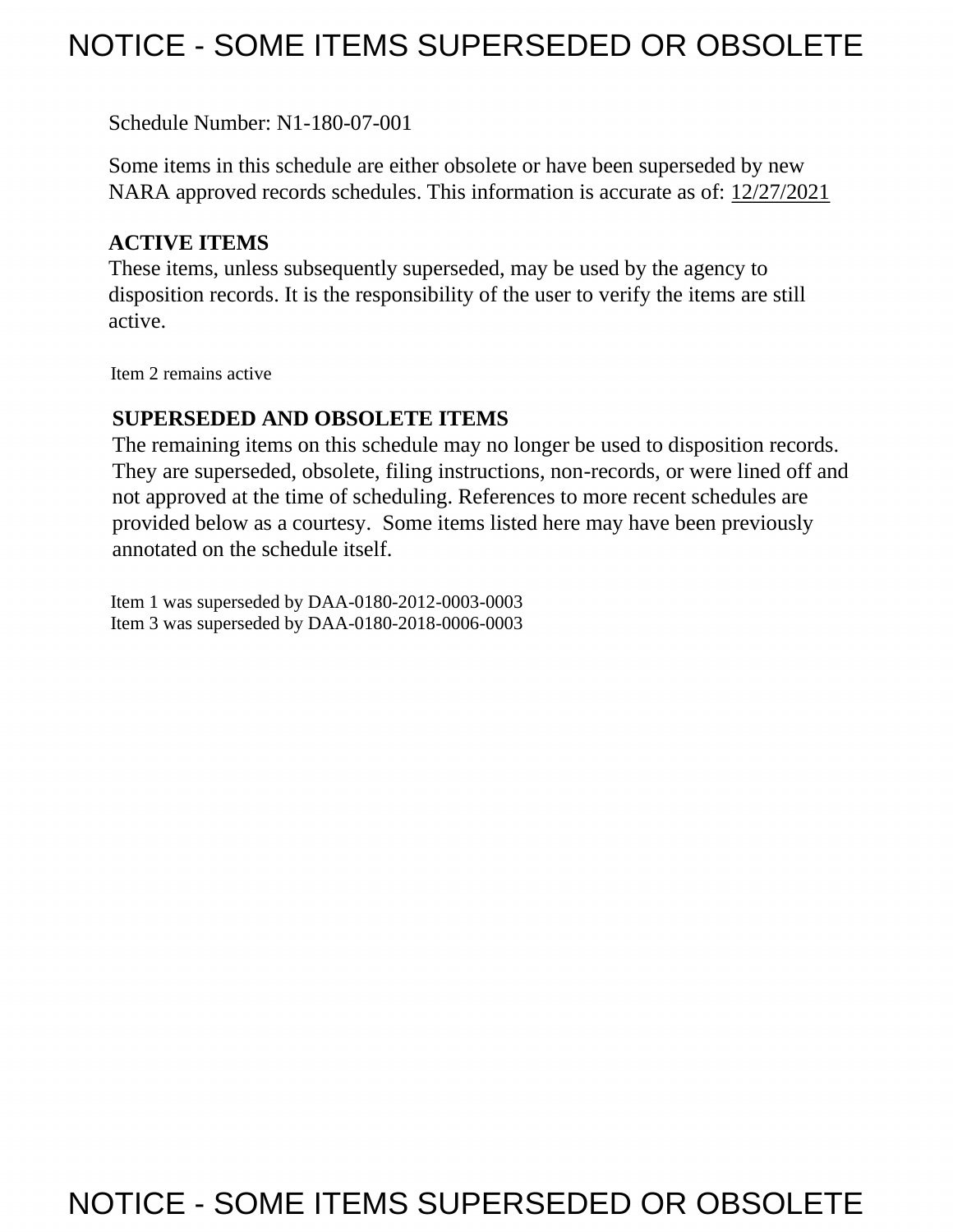# NOTICE - SOME ITEMS SUPERSEDED OR OBSOLETE

Schedule Number: N1-180-07-001

Some items in this schedule are either obsolete or have been superseded by new NARA approved records schedules. This information is accurate as of: 12/27/2021

**ACTIVE ITEMS**

These items, unless subsequently superseded, may be used by the agency to disposition records. It is the responsibility of the user to verify the items are still active.

Item 2 remains active

**SUPERSEDED AND OBSOLETE ITEMS**

The remaining items on this schedule may no longer be used to disposition records. They are superseded, obsolete, filing instructions, non-records, or were lined off and not approved at the time of scheduling. References to more recent schedules are provided below as a courtesy. Some items listed here may have been previously annotated on the schedule itself.

Item 1 was superseded by DAA-0180-2012-0003-0003
Item 3 was superseded by DAA-0180-2018-0006-0003

# NOTICE - SOME ITEMS SUPERSEDED OR OBSOLETE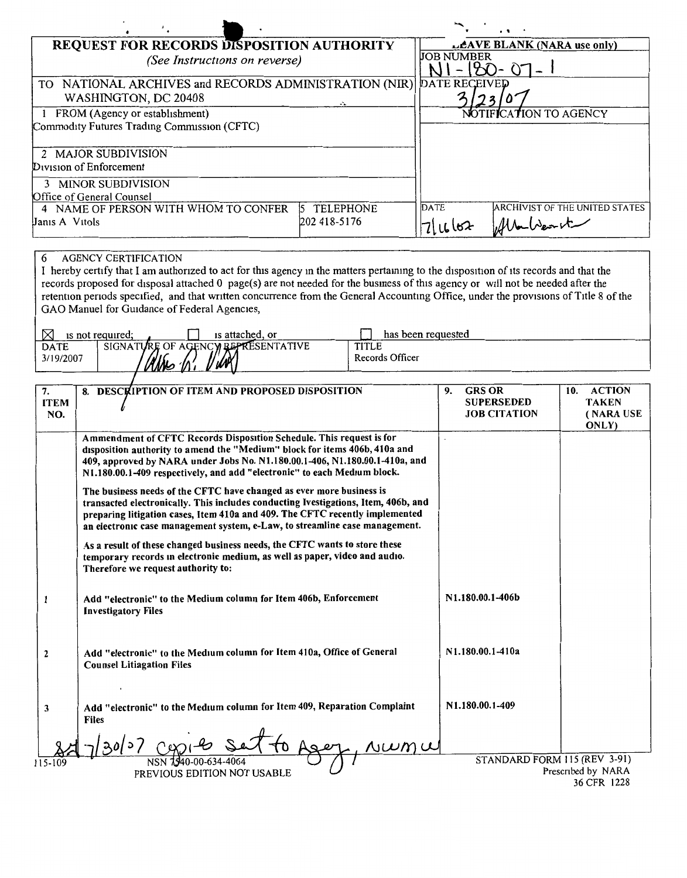# REQUEST FOR RECORDS DISPOSITION AUTHORITY

*(See Instructions on reverse)*

| | |
|---|---|
| TO NATIONAL ARCHIVES and RECORDS ADMINISTRATION (NIR) WASHINGTON, DC 20408 | LEAVE BLANK (NARA use only) JOB NUMBER N1-180-07-1 |
| 1 FROM (Agency or establishment) Commodity Futures Trading Commission (CFTC) | DATE RECEIVED 3/23/07 |
| 2 MAJOR SUBDIVISION Division of Enforcement | NOTIFICATION TO AGENCY |
| 3 MINOR SUBDIVISION Office of General Counsel | |
| 4 NAME OF PERSON WITH WHOM TO CONFER Janis A Vitols — 5 TELEPHONE 202 418-5176 | DATE 7/16/07 — ARCHIVIST OF THE UNITED STATES [signature] |

6 AGENCY CERTIFICATION

I hereby certify that I am authorized to act for this agency in the matters pertaining to the disposition of its records and that the records proposed for disposal attached 0 page(s) are not needed for the business of this agency or will not be needed after the retention periods specified, and that written concurrence from the General Accounting Office, under the provisions of Title 8 of the GAO Manuel for Guidance of Federal Agencies,

☒ is not required; ☐ is attached, or ☐ has been requested

| DATE | SIGNATURE OF AGENCY REPRESENTATIVE | TITLE |
|---|---|---|
| 3/19/2007 | [signature] | Records Officer |

| 7. ITEM NO. | 8. DESCRIPTION OF ITEM AND PROPOSED DISPOSITION | 9. GRS OR SUPERSEDED JOB CITATION | 10. ACTION TAKEN (NARA USE ONLY) |
|---|---|---|---|
| | **Ammendment of CFTC Records Disposition Schedule. This request is for disposition authority to amend the "Medium" block for items 406b, 410a and 409, approved by NARA under Jobs No. N1.180.00.1-406, N1.180.00.1-410a, and N1.180.00.1-409 respectively, and add "electronic" to each Medium block.** <br><br> **The business needs of the CFTC have changed as ever more business is transacted electronically. This includes conducting Ivestigations, Item, 406b, and preparing litigation cases, Item 410a and 409. The CFTC recently implemented an electronic case management system, e-Law, to streamline case management.** <br><br> **As a result of these changed business needs, the CFTC wants to store these temporary records in electronic medium, as well as paper, video and audio. Therefore we request authority to:** | | |
| 1 | **Add "electronic" to the Medium column for Item 406b, Enforcement Investigatory Files** | N1.180.00.1-406b | |
| 2 | **Add "electronic" to the Medium column for Item 410a, Office of General Counsel Litigation Files** | N1.180.00.1-410a | |
| 3 | **Add "electronic" to the Medium column for Item 409, Reparation Complaint Files** | N1.180.00.1-409 | |

7/30/07 copies sent to Agency, NWML

115-109 NSN 7540-00-634-4064 PREVIOUS EDITION NOT USABLE — STANDARD FORM 115 (REV 3-91) Prescribed by NARA 36 CFR 1228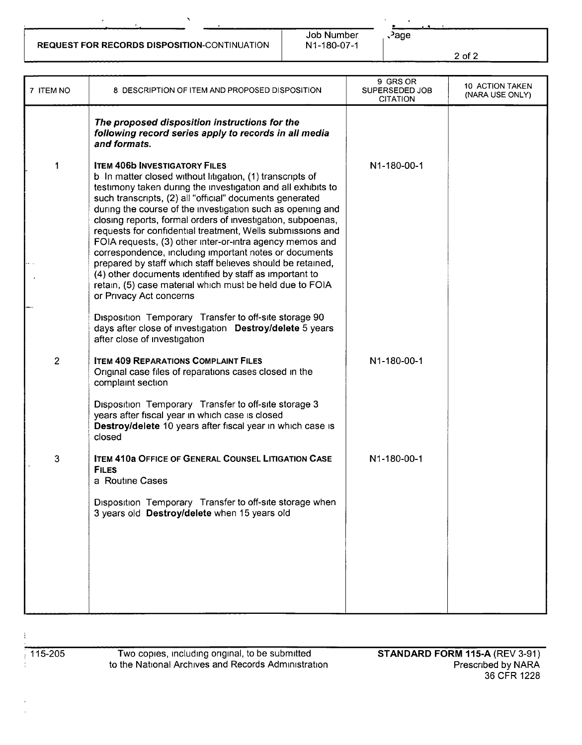REQUEST FOR RECORDS DISPOSITION-CONTINUATION | Job Number N1-180-07-1 | Page 2 of 2

| 7 ITEM NO | 8 DESCRIPTION OF ITEM AND PROPOSED DISPOSITION | 9 GRS OR SUPERSEDED JOB CITATION | 10 ACTION TAKEN (NARA USE ONLY) |
|---|---|---|---|
| | ***The proposed disposition instructions for the following record series apply to records in all media and formats.*** | | |
| 1 | **ITEM 406b INVESTIGATORY FILES**<br>b In matter closed without litigation, (1) transcripts of testimony taken during the investigation and all exhibits to such transcripts, (2) all "official" documents generated during the course of the investigation such as opening and closing reports, formal orders of investigation, subpoenas, requests for confidential treatment, Wells submissions and FOIA requests, (3) other inter-or-intra agency memos and correspondence, including important notes or documents prepared by staff which staff believes should be retained, (4) other documents identified by staff as important to retain, (5) case material which must be held due to FOIA or Privacy Act concerns<br><br>Disposition Temporary Transfer to off-site storage 90 days after close of investigation **Destroy/delete** 5 years after close of investigation | N1-180-00-1 | |
| 2 | **ITEM 409 REPARATIONS COMPLAINT FILES**<br>Original case files of reparations cases closed in the complaint section<br><br>Disposition Temporary Transfer to off-site storage 3 years after fiscal year in which case is closed **Destroy/delete** 10 years after fiscal year in which case is closed | N1-180-00-1 | |
| 3 | **ITEM 410a OFFICE OF GENERAL COUNSEL LITIGATION CASE FILES**<br>a Routine Cases<br><br>Disposition Temporary Transfer to off-site storage when 3 years old **Destroy/delete** when 15 years old | N1-180-00-1 | |

115-205 Two copies, including original, to be submitted to the National Archives and Records Administration

**STANDARD FORM 115-A** (REV 3-91) Prescribed by NARA 36 CFR 1228